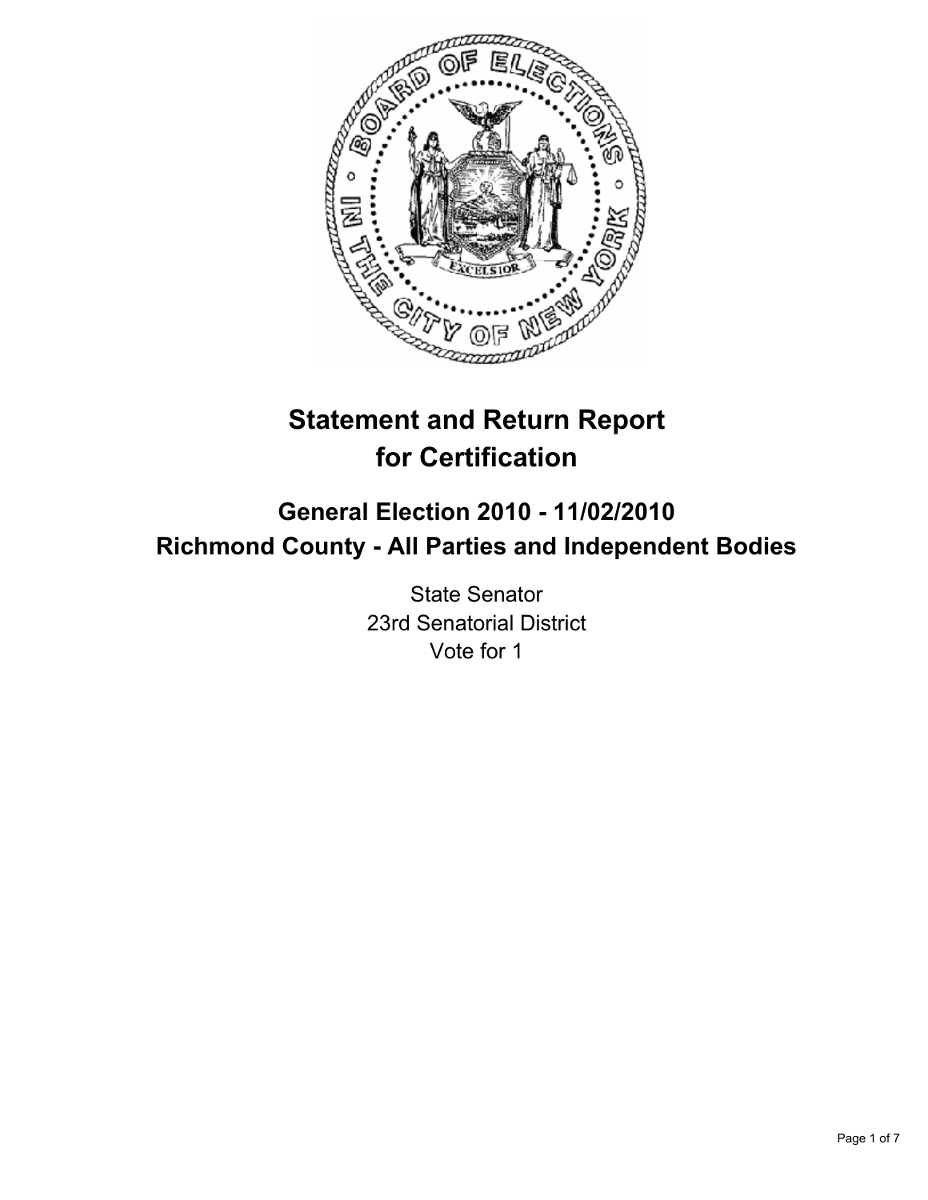# Statement and Return Report for Certification

## General Election 2010 - 11/02/2010
## Richmond County - All Parties and Independent Bodies

State Senator
23rd Senatorial District
Vote for 1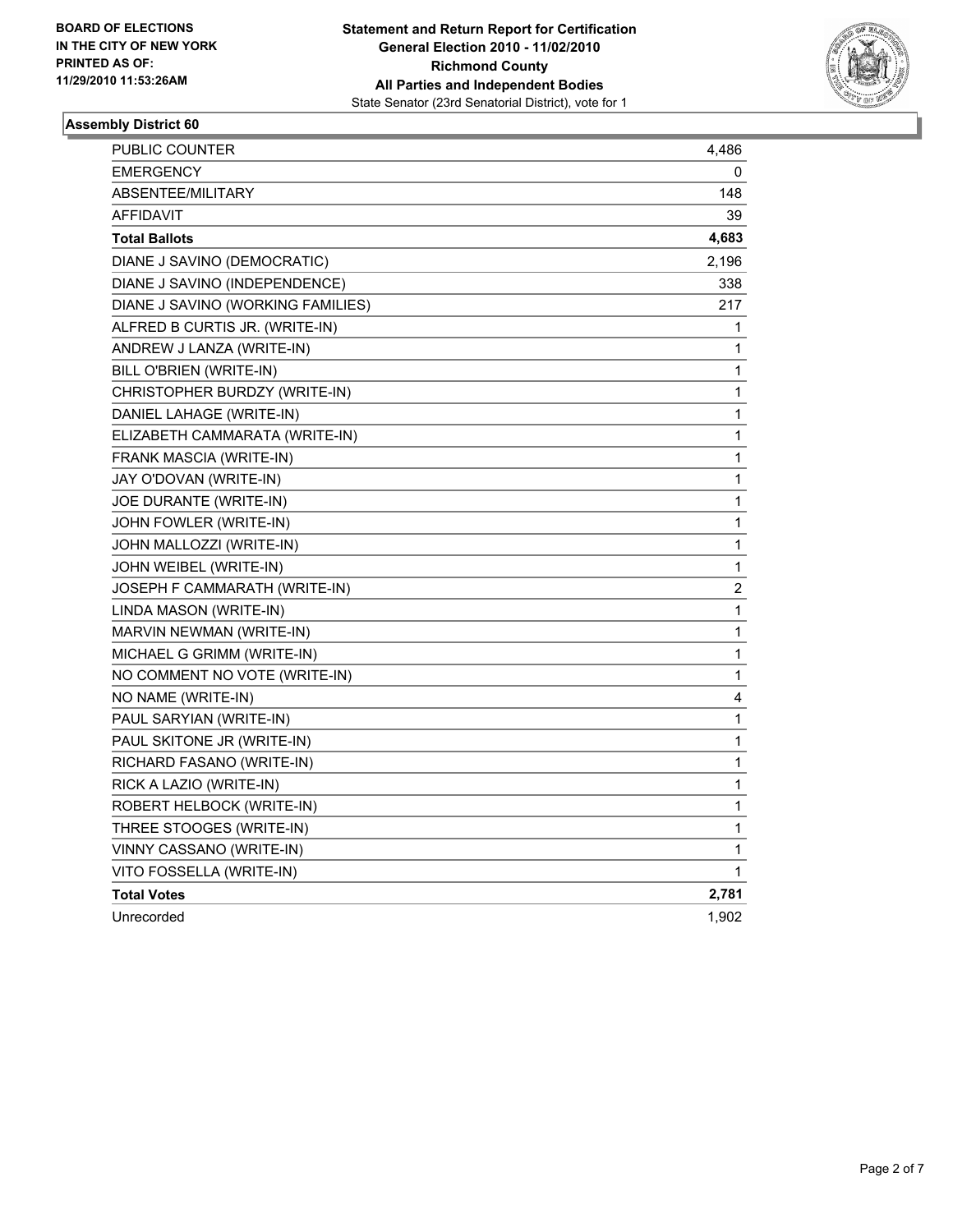BOARD OF ELECTIONS
IN THE CITY OF NEW YORK
PRINTED AS OF:
11/29/2010 11:53:26AM

**Statement and Return Report for Certification**
**General Election 2010 - 11/02/2010**
**Richmond County**
**All Parties and Independent Bodies**
State Senator (23rd Senatorial District), vote for 1

### Assembly District 60

| | |
|---|---|
| PUBLIC COUNTER | 4,486 |
| EMERGENCY | 0 |
| ABSENTEE/MILITARY | 148 |
| AFFIDAVIT | 39 |
| **Total Ballots** | **4,683** |
| DIANE J SAVINO (DEMOCRATIC) | 2,196 |
| DIANE J SAVINO (INDEPENDENCE) | 338 |
| DIANE J SAVINO (WORKING FAMILIES) | 217 |
| ALFRED B CURTIS JR. (WRITE-IN) | 1 |
| ANDREW J LANZA (WRITE-IN) | 1 |
| BILL O'BRIEN (WRITE-IN) | 1 |
| CHRISTOPHER BURDZY (WRITE-IN) | 1 |
| DANIEL LAHAGE (WRITE-IN) | 1 |
| ELIZABETH CAMMARATA (WRITE-IN) | 1 |
| FRANK MASCIA (WRITE-IN) | 1 |
| JAY O'DOVAN (WRITE-IN) | 1 |
| JOE DURANTE (WRITE-IN) | 1 |
| JOHN FOWLER (WRITE-IN) | 1 |
| JOHN MALLOZZI (WRITE-IN) | 1 |
| JOHN WEIBEL (WRITE-IN) | 1 |
| JOSEPH F CAMMARATH (WRITE-IN) | 2 |
| LINDA MASON (WRITE-IN) | 1 |
| MARVIN NEWMAN (WRITE-IN) | 1 |
| MICHAEL G GRIMM (WRITE-IN) | 1 |
| NO COMMENT NO VOTE (WRITE-IN) | 1 |
| NO NAME (WRITE-IN) | 4 |
| PAUL SARYIAN (WRITE-IN) | 1 |
| PAUL SKITONE JR (WRITE-IN) | 1 |
| RICHARD FASANO (WRITE-IN) | 1 |
| RICK A LAZIO (WRITE-IN) | 1 |
| ROBERT HELBOCK (WRITE-IN) | 1 |
| THREE STOOGES (WRITE-IN) | 1 |
| VINNY CASSANO (WRITE-IN) | 1 |
| VITO FOSSELLA (WRITE-IN) | 1 |
| **Total Votes** | **2,781** |
| Unrecorded | 1,902 |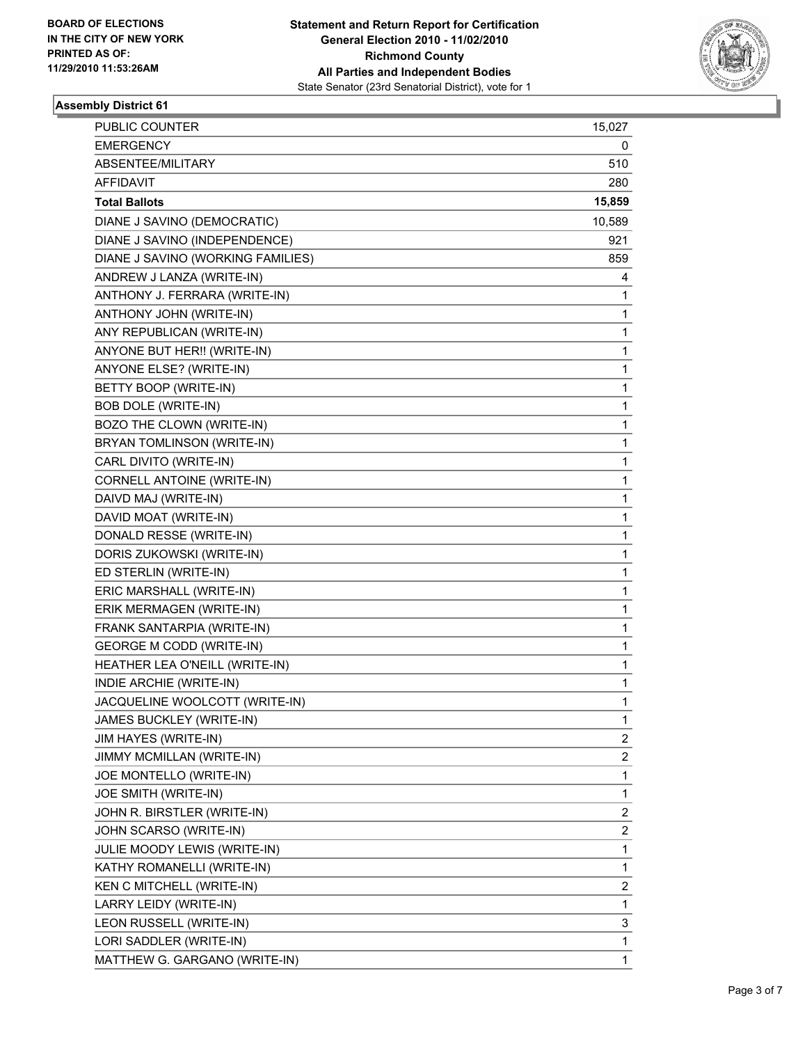**BOARD OF ELECTIONS IN THE CITY OF NEW YORK PRINTED AS OF: 11/29/2010 11:53:26AM**

**Statement and Return Report for Certification General Election 2010 - 11/02/2010 Richmond County All Parties and Independent Bodies**
State Senator (23rd Senatorial District), vote for 1

## Assembly District 61

| | |
|---|---|
| PUBLIC COUNTER | 15,027 |
| EMERGENCY | 0 |
| ABSENTEE/MILITARY | 510 |
| AFFIDAVIT | 280 |
| **Total Ballots** | **15,859** |
| DIANE J SAVINO (DEMOCRATIC) | 10,589 |
| DIANE J SAVINO (INDEPENDENCE) | 921 |
| DIANE J SAVINO (WORKING FAMILIES) | 859 |
| ANDREW J LANZA (WRITE-IN) | 4 |
| ANTHONY J. FERRARA (WRITE-IN) | 1 |
| ANTHONY JOHN (WRITE-IN) | 1 |
| ANY REPUBLICAN (WRITE-IN) | 1 |
| ANYONE BUT HER!! (WRITE-IN) | 1 |
| ANYONE ELSE? (WRITE-IN) | 1 |
| BETTY BOOP (WRITE-IN) | 1 |
| BOB DOLE (WRITE-IN) | 1 |
| BOZO THE CLOWN (WRITE-IN) | 1 |
| BRYAN TOMLINSON (WRITE-IN) | 1 |
| CARL DIVITO (WRITE-IN) | 1 |
| CORNELL ANTOINE (WRITE-IN) | 1 |
| DAIVD MAJ (WRITE-IN) | 1 |
| DAVID MOAT (WRITE-IN) | 1 |
| DONALD RESSE (WRITE-IN) | 1 |
| DORIS ZUKOWSKI (WRITE-IN) | 1 |
| ED STERLIN (WRITE-IN) | 1 |
| ERIC MARSHALL (WRITE-IN) | 1 |
| ERIK MERMAGEN (WRITE-IN) | 1 |
| FRANK SANTARPIA (WRITE-IN) | 1 |
| GEORGE M CODD (WRITE-IN) | 1 |
| HEATHER LEA O'NEILL (WRITE-IN) | 1 |
| INDIE ARCHIE (WRITE-IN) | 1 |
| JACQUELINE WOOLCOTT (WRITE-IN) | 1 |
| JAMES BUCKLEY (WRITE-IN) | 1 |
| JIM HAYES (WRITE-IN) | 2 |
| JIMMY MCMILLAN (WRITE-IN) | 2 |
| JOE MONTELLO (WRITE-IN) | 1 |
| JOE SMITH (WRITE-IN) | 1 |
| JOHN R. BIRSTLER (WRITE-IN) | 2 |
| JOHN SCARSO (WRITE-IN) | 2 |
| JULIE MOODY LEWIS (WRITE-IN) | 1 |
| KATHY ROMANELLI (WRITE-IN) | 1 |
| KEN C MITCHELL (WRITE-IN) | 2 |
| LARRY LEIDY (WRITE-IN) | 1 |
| LEON RUSSELL (WRITE-IN) | 3 |
| LORI SADDLER (WRITE-IN) | 1 |
| MATTHEW G. GARGANO (WRITE-IN) | 1 |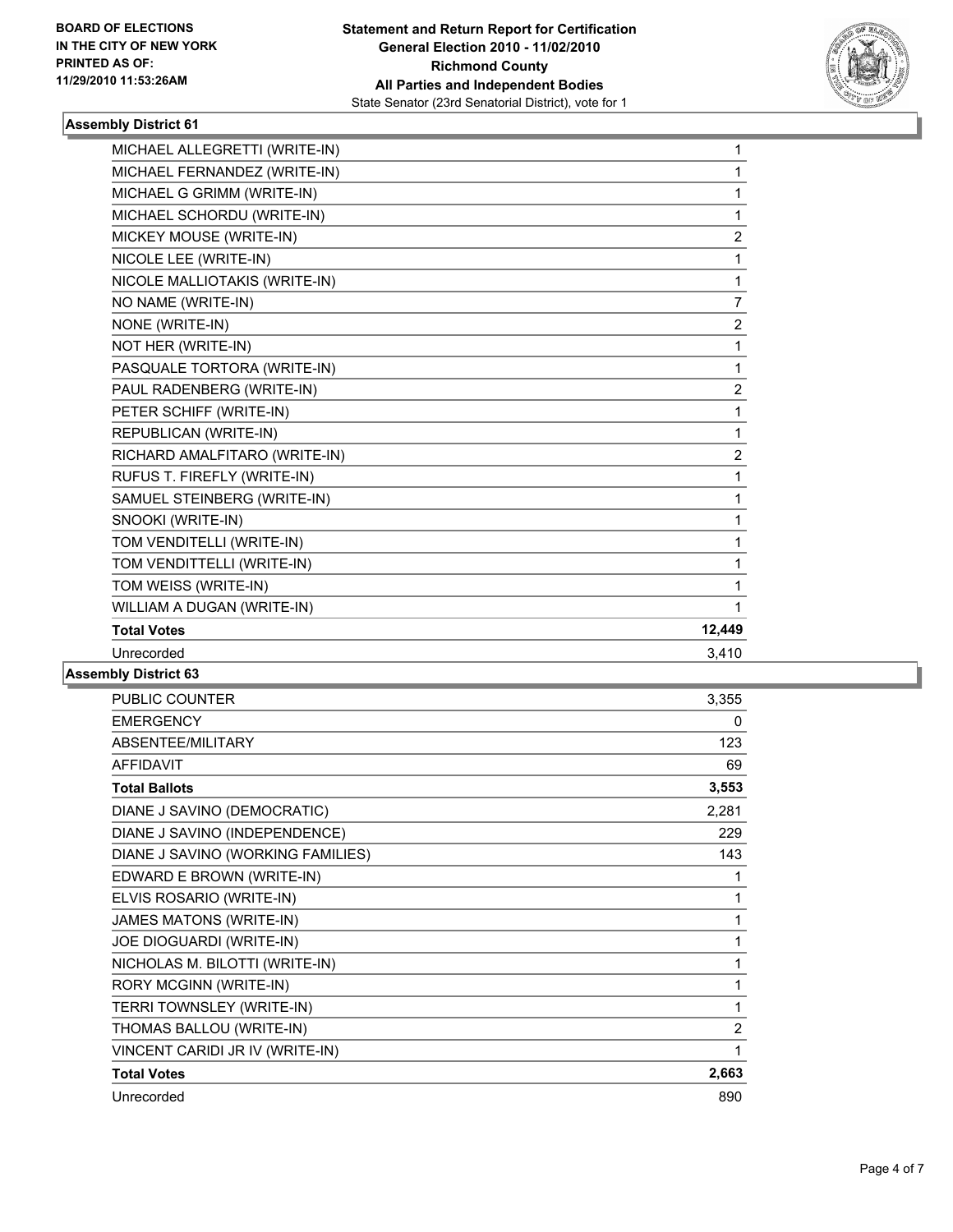### Assembly District 61

| | |
|---|---|
| MICHAEL ALLEGRETTI (WRITE-IN) | 1 |
| MICHAEL FERNANDEZ (WRITE-IN) | 1 |
| MICHAEL G GRIMM (WRITE-IN) | 1 |
| MICHAEL SCHORDU (WRITE-IN) | 1 |
| MICKEY MOUSE (WRITE-IN) | 2 |
| NICOLE LEE (WRITE-IN) | 1 |
| NICOLE MALLIOTAKIS (WRITE-IN) | 1 |
| NO NAME (WRITE-IN) | 7 |
| NONE (WRITE-IN) | 2 |
| NOT HER (WRITE-IN) | 1 |
| PASQUALE TORTORA (WRITE-IN) | 1 |
| PAUL RADENBERG (WRITE-IN) | 2 |
| PETER SCHIFF (WRITE-IN) | 1 |
| REPUBLICAN (WRITE-IN) | 1 |
| RICHARD AMALFITARO (WRITE-IN) | 2 |
| RUFUS T. FIREFLY (WRITE-IN) | 1 |
| SAMUEL STEINBERG (WRITE-IN) | 1 |
| SNOOKI (WRITE-IN) | 1 |
| TOM VENDITELLI (WRITE-IN) | 1 |
| TOM VENDITTELLI (WRITE-IN) | 1 |
| TOM WEISS (WRITE-IN) | 1 |
| WILLIAM A DUGAN (WRITE-IN) | 1 |
| **Total Votes** | **12,449** |
| Unrecorded | 3,410 |

### Assembly District 63

| | |
|---|---|
| PUBLIC COUNTER | 3,355 |
| EMERGENCY | 0 |
| ABSENTEE/MILITARY | 123 |
| AFFIDAVIT | 69 |
| **Total Ballots** | **3,553** |
| DIANE J SAVINO (DEMOCRATIC) | 2,281 |
| DIANE J SAVINO (INDEPENDENCE) | 229 |
| DIANE J SAVINO (WORKING FAMILIES) | 143 |
| EDWARD E BROWN (WRITE-IN) | 1 |
| ELVIS ROSARIO (WRITE-IN) | 1 |
| JAMES MATONS (WRITE-IN) | 1 |
| JOE DIOGUARDI (WRITE-IN) | 1 |
| NICHOLAS M. BILOTTI (WRITE-IN) | 1 |
| RORY MCGINN (WRITE-IN) | 1 |
| TERRI TOWNSLEY (WRITE-IN) | 1 |
| THOMAS BALLOU (WRITE-IN) | 2 |
| VINCENT CARIDI JR IV (WRITE-IN) | 1 |
| **Total Votes** | **2,663** |
| Unrecorded | 890 |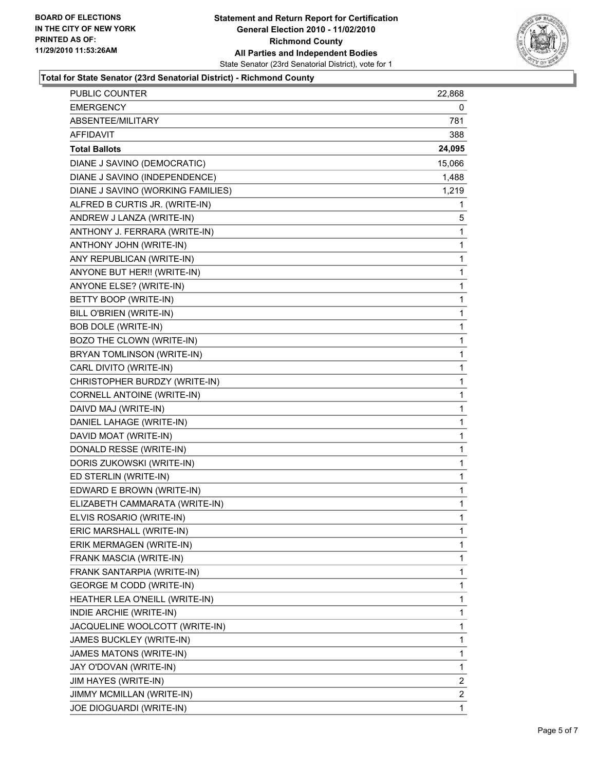BOARD OF ELECTIONS
IN THE CITY OF NEW YORK
PRINTED AS OF:
11/29/2010 11:53:26AM

**Statement and Return Report for Certification**
**General Election 2010 - 11/02/2010**
**Richmond County**
**All Parties and Independent Bodies**
State Senator (23rd Senatorial District), vote for 1

**Total for State Senator (23rd Senatorial District) - Richmond County**

| | |
|---|---|
| PUBLIC COUNTER | 22,868 |
| EMERGENCY | 0 |
| ABSENTEE/MILITARY | 781 |
| AFFIDAVIT | 388 |
| **Total Ballots** | **24,095** |
| DIANE J SAVINO (DEMOCRATIC) | 15,066 |
| DIANE J SAVINO (INDEPENDENCE) | 1,488 |
| DIANE J SAVINO (WORKING FAMILIES) | 1,219 |
| ALFRED B CURTIS JR. (WRITE-IN) | 1 |
| ANDREW J LANZA (WRITE-IN) | 5 |
| ANTHONY J. FERRARA (WRITE-IN) | 1 |
| ANTHONY JOHN (WRITE-IN) | 1 |
| ANY REPUBLICAN (WRITE-IN) | 1 |
| ANYONE BUT HER!! (WRITE-IN) | 1 |
| ANYONE ELSE? (WRITE-IN) | 1 |
| BETTY BOOP (WRITE-IN) | 1 |
| BILL O'BRIEN (WRITE-IN) | 1 |
| BOB DOLE (WRITE-IN) | 1 |
| BOZO THE CLOWN (WRITE-IN) | 1 |
| BRYAN TOMLINSON (WRITE-IN) | 1 |
| CARL DIVITO (WRITE-IN) | 1 |
| CHRISTOPHER BURDZY (WRITE-IN) | 1 |
| CORNELL ANTOINE (WRITE-IN) | 1 |
| DAIVD MAJ (WRITE-IN) | 1 |
| DANIEL LAHAGE (WRITE-IN) | 1 |
| DAVID MOAT (WRITE-IN) | 1 |
| DONALD RESSE (WRITE-IN) | 1 |
| DORIS ZUKOWSKI (WRITE-IN) | 1 |
| ED STERLIN (WRITE-IN) | 1 |
| EDWARD E BROWN (WRITE-IN) | 1 |
| ELIZABETH CAMMARATA (WRITE-IN) | 1 |
| ELVIS ROSARIO (WRITE-IN) | 1 |
| ERIC MARSHALL (WRITE-IN) | 1 |
| ERIK MERMAGEN (WRITE-IN) | 1 |
| FRANK MASCIA (WRITE-IN) | 1 |
| FRANK SANTARPIA (WRITE-IN) | 1 |
| GEORGE M CODD (WRITE-IN) | 1 |
| HEATHER LEA O'NEILL (WRITE-IN) | 1 |
| INDIE ARCHIE (WRITE-IN) | 1 |
| JACQUELINE WOOLCOTT (WRITE-IN) | 1 |
| JAMES BUCKLEY (WRITE-IN) | 1 |
| JAMES MATONS (WRITE-IN) | 1 |
| JAY O'DOVAN (WRITE-IN) | 1 |
| JIM HAYES (WRITE-IN) | 2 |
| JIMMY MCMILLAN (WRITE-IN) | 2 |
| JOE DIOGUARDI (WRITE-IN) | 1 |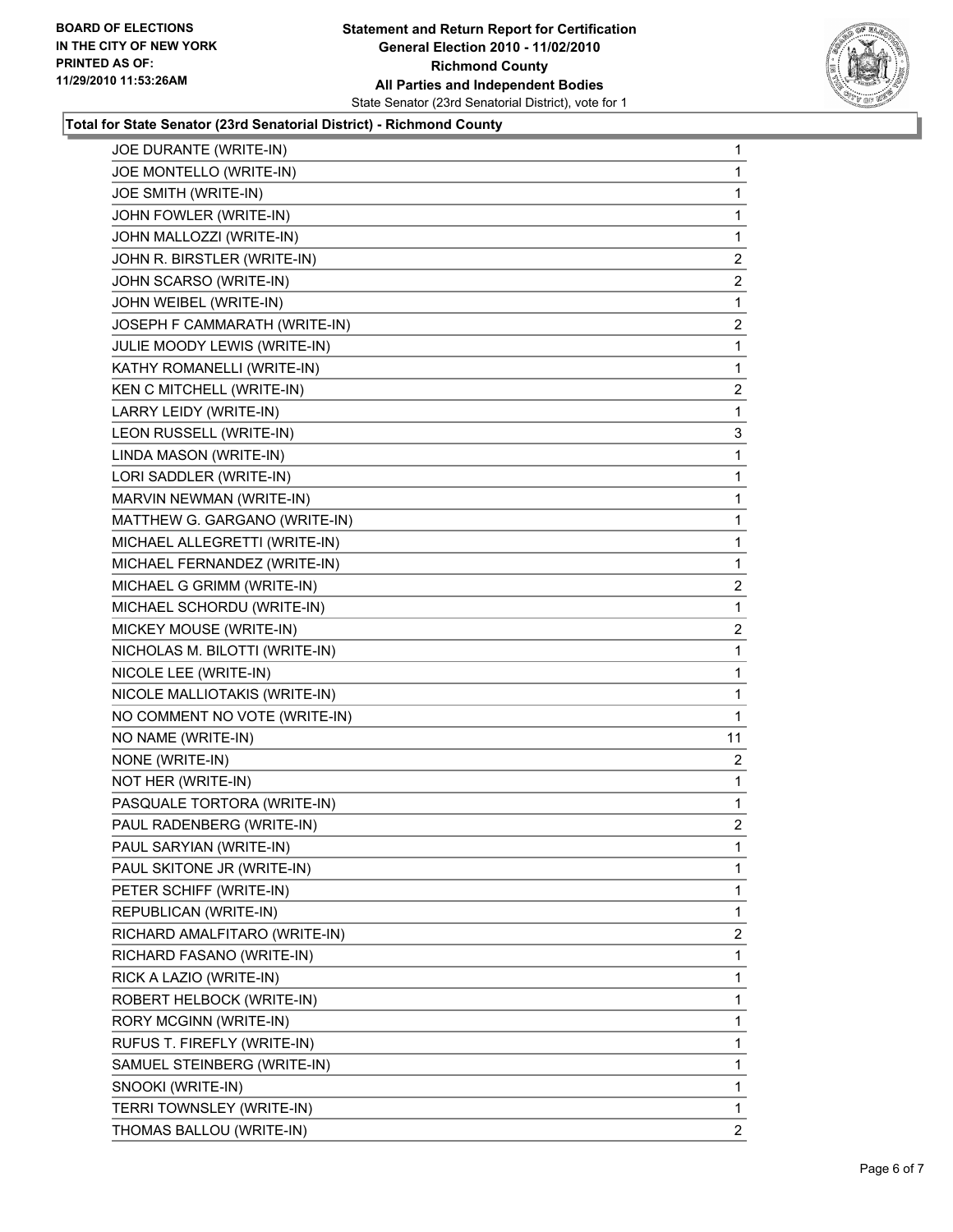**BOARD OF ELECTIONS IN THE CITY OF NEW YORK PRINTED AS OF: 11/29/2010 11:53:26AM**

**Statement and Return Report for Certification**
**General Election 2010 - 11/02/2010**
**Richmond County**
**All Parties and Independent Bodies**
State Senator (23rd Senatorial District), vote for 1

**Total for State Senator (23rd Senatorial District) - Richmond County**

| Candidate | Votes |
|---|---|
| JOE DURANTE (WRITE-IN) | 1 |
| JOE MONTELLO (WRITE-IN) | 1 |
| JOE SMITH (WRITE-IN) | 1 |
| JOHN FOWLER (WRITE-IN) | 1 |
| JOHN MALLOZZI (WRITE-IN) | 1 |
| JOHN R. BIRSTLER (WRITE-IN) | 2 |
| JOHN SCARSO (WRITE-IN) | 2 |
| JOHN WEIBEL (WRITE-IN) | 1 |
| JOSEPH F CAMMARATH (WRITE-IN) | 2 |
| JULIE MOODY LEWIS (WRITE-IN) | 1 |
| KATHY ROMANELLI (WRITE-IN) | 1 |
| KEN C MITCHELL (WRITE-IN) | 2 |
| LARRY LEIDY (WRITE-IN) | 1 |
| LEON RUSSELL (WRITE-IN) | 3 |
| LINDA MASON (WRITE-IN) | 1 |
| LORI SADDLER (WRITE-IN) | 1 |
| MARVIN NEWMAN (WRITE-IN) | 1 |
| MATTHEW G. GARGANO (WRITE-IN) | 1 |
| MICHAEL ALLEGRETTI (WRITE-IN) | 1 |
| MICHAEL FERNANDEZ (WRITE-IN) | 1 |
| MICHAEL G GRIMM (WRITE-IN) | 2 |
| MICHAEL SCHORDU (WRITE-IN) | 1 |
| MICKEY MOUSE (WRITE-IN) | 2 |
| NICHOLAS M. BILOTTI (WRITE-IN) | 1 |
| NICOLE LEE (WRITE-IN) | 1 |
| NICOLE MALLIOTAKIS (WRITE-IN) | 1 |
| NO COMMENT NO VOTE (WRITE-IN) | 1 |
| NO NAME (WRITE-IN) | 11 |
| NONE (WRITE-IN) | 2 |
| NOT HER (WRITE-IN) | 1 |
| PASQUALE TORTORA (WRITE-IN) | 1 |
| PAUL RADENBERG (WRITE-IN) | 2 |
| PAUL SARYIAN (WRITE-IN) | 1 |
| PAUL SKITONE JR (WRITE-IN) | 1 |
| PETER SCHIFF (WRITE-IN) | 1 |
| REPUBLICAN (WRITE-IN) | 1 |
| RICHARD AMALFITARO (WRITE-IN) | 2 |
| RICHARD FASANO (WRITE-IN) | 1 |
| RICK A LAZIO (WRITE-IN) | 1 |
| ROBERT HELBOCK (WRITE-IN) | 1 |
| RORY MCGINN (WRITE-IN) | 1 |
| RUFUS T. FIREFLY (WRITE-IN) | 1 |
| SAMUEL STEINBERG (WRITE-IN) | 1 |
| SNOOKI (WRITE-IN) | 1 |
| TERRI TOWNSLEY (WRITE-IN) | 1 |
| THOMAS BALLOU (WRITE-IN) | 2 |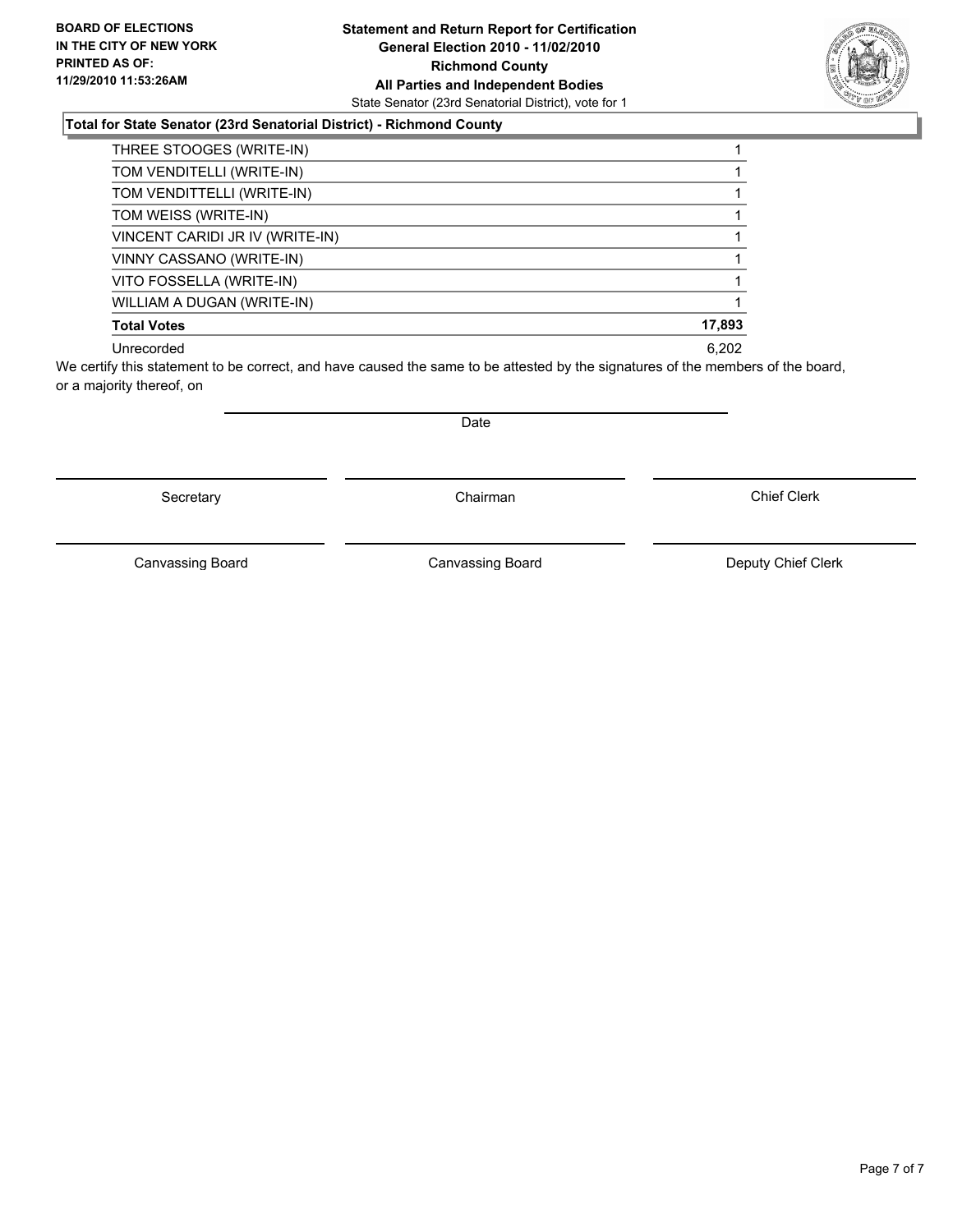**BOARD OF ELECTIONS IN THE CITY OF NEW YORK PRINTED AS OF: 11/29/2010 11:53:26AM**

**Statement and Return Report for Certification**
**General Election 2010 - 11/02/2010**
**Richmond County**
**All Parties and Independent Bodies**
State Senator (23rd Senatorial District), vote for 1

**Total for State Senator (23rd Senatorial District) - Richmond County**

| | |
|---|---|
| THREE STOOGES (WRITE-IN) | 1 |
| TOM VENDITELLI (WRITE-IN) | 1 |
| TOM VENDITTELLI (WRITE-IN) | 1 |
| TOM WEISS (WRITE-IN) | 1 |
| VINCENT CARIDI JR IV (WRITE-IN) | 1 |
| VINNY CASSANO (WRITE-IN) | 1 |
| VITO FOSSELLA (WRITE-IN) | 1 |
| WILLIAM A DUGAN (WRITE-IN) | 1 |
| **Total Votes** | **17,893** |
| Unrecorded | 6,202 |

We certify this statement to be correct, and have caused the same to be attested by the signatures of the members of the board, or a majority thereof, on

Date

Secretary

Chairman

Chief Clerk

Canvassing Board

Canvassing Board

Deputy Chief Clerk